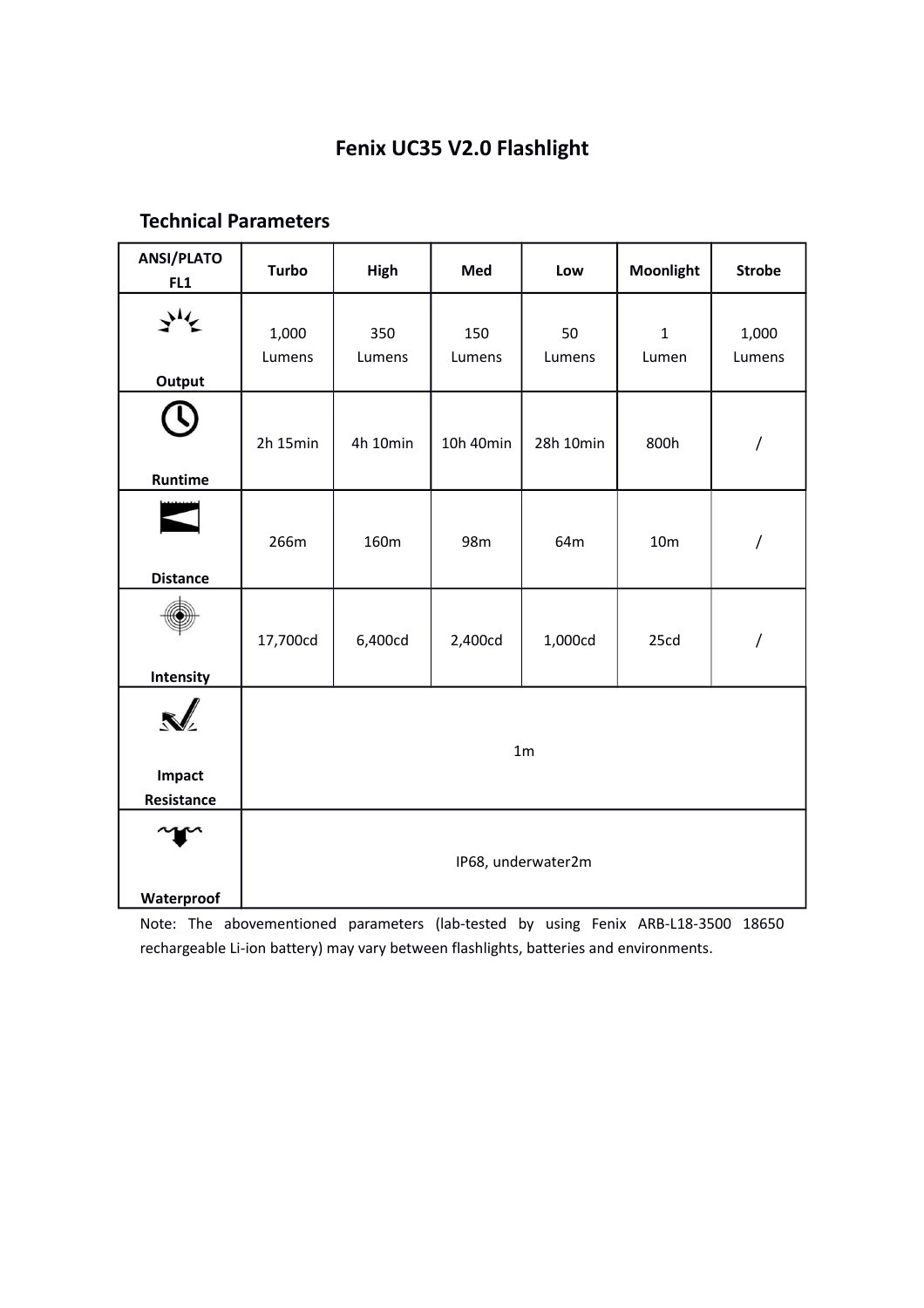# Fenix UC35 V2.0 Flashlight

## Technical Parameters

| ANSI/PLATO FL1 | Turbo | High | Med | Low | Moonlight | Strobe |
|---|---|---|---|---|---|---|
| Output | 1,000 Lumens | 350 Lumens | 150 Lumens | 50 Lumens | 1 Lumen | 1,000 Lumens |
| Runtime | 2h 15min | 4h 10min | 10h 40min | 28h 10min | 800h | / |
| Distance | 266m | 160m | 98m | 64m | 10m | / |
| Intensity | 17,700cd | 6,400cd | 2,400cd | 1,000cd | 25cd | / |
| Impact Resistance | 1m | | | | | |
| Waterproof | IP68, underwater2m | | | | | |

Note: The abovementioned parameters (lab-tested by using Fenix ARB-L18-3500 18650 rechargeable Li-ion battery) may vary between flashlights, batteries and environments.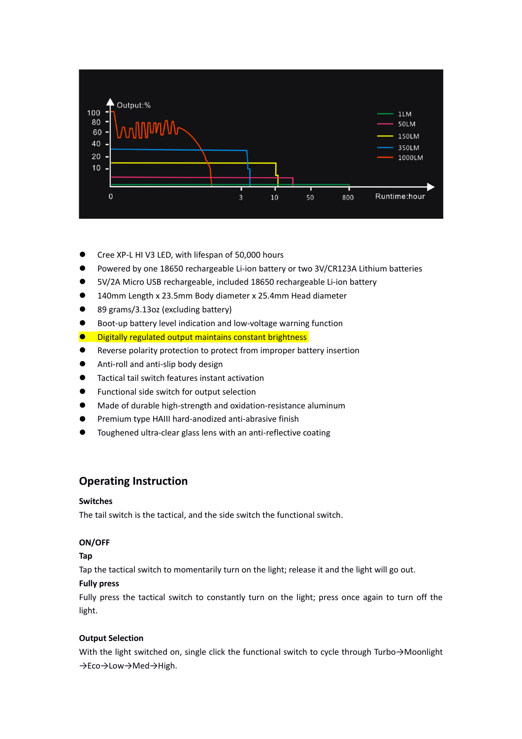- Cree XP-L HI V3 LED, with lifespan of 50,000 hours
- Powered by one 18650 rechargeable Li-ion battery or two 3V/CR123A Lithium batteries
- 5V/2A Micro USB rechargeable, included 18650 rechargeable Li-ion battery
- 140mm Length x 23.5mm Body diameter x 25.4mm Head diameter
- 89 grams/3.13oz (excluding battery)
- Boot-up battery level indication and low-voltage warning function
- Digitally regulated output maintains constant brightness
- Reverse polarity protection to protect from improper battery insertion
- Anti-roll and anti-slip body design
- Tactical tail switch features instant activation
- Functional side switch for output selection
- Made of durable high-strength and oxidation-resistance aluminum
- Premium type HAIII hard-anodized anti-abrasive finish
- Toughened ultra-clear glass lens with an anti-reflective coating

## Operating Instruction

**Switches**

The tail switch is the tactical, and the side switch the functional switch.

**ON/OFF**

**Tap**

Tap the tactical switch to momentarily turn on the light; release it and the light will go out.

**Fully press**

Fully press the tactical switch to constantly turn on the light; press once again to turn off the light.

**Output Selection**

With the light switched on, single click the functional switch to cycle through Turbo→Moonlight →Eco→Low→Med→High.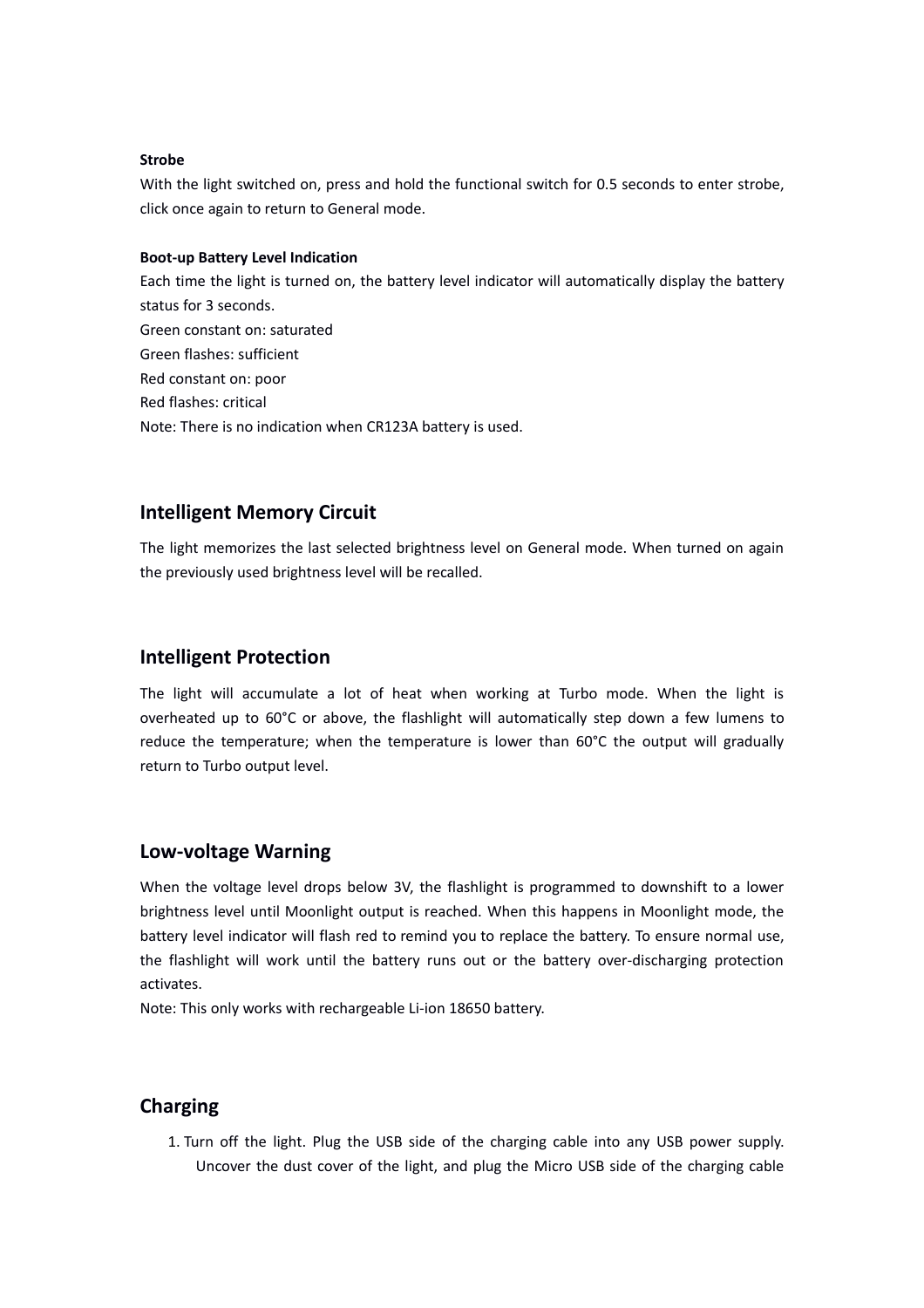**Strobe**

With the light switched on, press and hold the functional switch for 0.5 seconds to enter strobe, click once again to return to General mode.

**Boot-up Battery Level Indication**

Each time the light is turned on, the battery level indicator will automatically display the battery status for 3 seconds.
Green constant on: saturated
Green flashes: sufficient
Red constant on: poor
Red flashes: critical
Note: There is no indication when CR123A battery is used.

## Intelligent Memory Circuit

The light memorizes the last selected brightness level on General mode. When turned on again the previously used brightness level will be recalled.

## Intelligent Protection

The light will accumulate a lot of heat when working at Turbo mode. When the light is overheated up to 60°C or above, the flashlight will automatically step down a few lumens to reduce the temperature; when the temperature is lower than 60°C the output will gradually return to Turbo output level.

## Low-voltage Warning

When the voltage level drops below 3V, the flashlight is programmed to downshift to a lower brightness level until Moonlight output is reached. When this happens in Moonlight mode, the battery level indicator will flash red to remind you to replace the battery. To ensure normal use, the flashlight will work until the battery runs out or the battery over-discharging protection activates.
Note: This only works with rechargeable Li-ion 18650 battery.

## Charging

1. Turn off the light. Plug the USB side of the charging cable into any USB power supply. Uncover the dust cover of the light, and plug the Micro USB side of the charging cable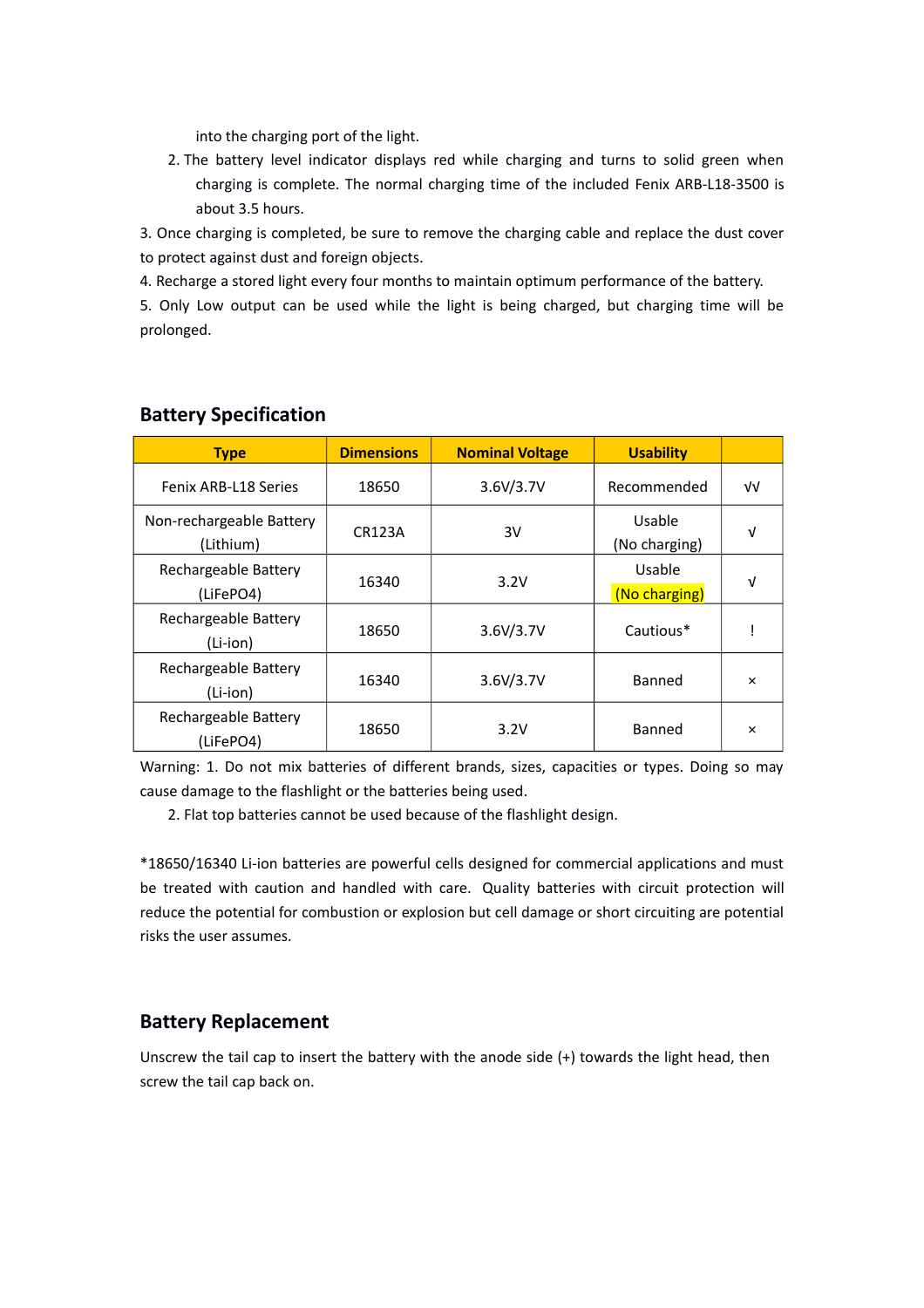into the charging port of the light.

2. The battery level indicator displays red while charging and turns to solid green when charging is complete. The normal charging time of the included Fenix ARB-L18-3500 is about 3.5 hours.

3. Once charging is completed, be sure to remove the charging cable and replace the dust cover to protect against dust and foreign objects.

4. Recharge a stored light every four months to maintain optimum performance of the battery.

5. Only Low output can be used while the light is being charged, but charging time will be prolonged.

## Battery Specification

| Type | Dimensions | Nominal Voltage | Usability | |
|---|---|---|---|---|
| Fenix ARB-L18 Series | 18650 | 3.6V/3.7V | Recommended | √√ |
| Non-rechargeable Battery (Lithium) | CR123A | 3V | Usable (No charging) | √ |
| Rechargeable Battery (LiFePO4) | 16340 | 3.2V | Usable (No charging) | √ |
| Rechargeable Battery (Li-ion) | 18650 | 3.6V/3.7V | Cautious* | ! |
| Rechargeable Battery (Li-ion) | 16340 | 3.6V/3.7V | Banned | × |
| Rechargeable Battery (LiFePO4) | 18650 | 3.2V | Banned | × |

Warning: 1. Do not mix batteries of different brands, sizes, capacities or types. Doing so may cause damage to the flashlight or the batteries being used.

2. Flat top batteries cannot be used because of the flashlight design.

*18650/16340 Li-ion batteries are powerful cells designed for commercial applications and must be treated with caution and handled with care. Quality batteries with circuit protection will reduce the potential for combustion or explosion but cell damage or short circuiting are potential risks the user assumes.

## Battery Replacement

Unscrew the tail cap to insert the battery with the anode side (+) towards the light head, then screw the tail cap back on.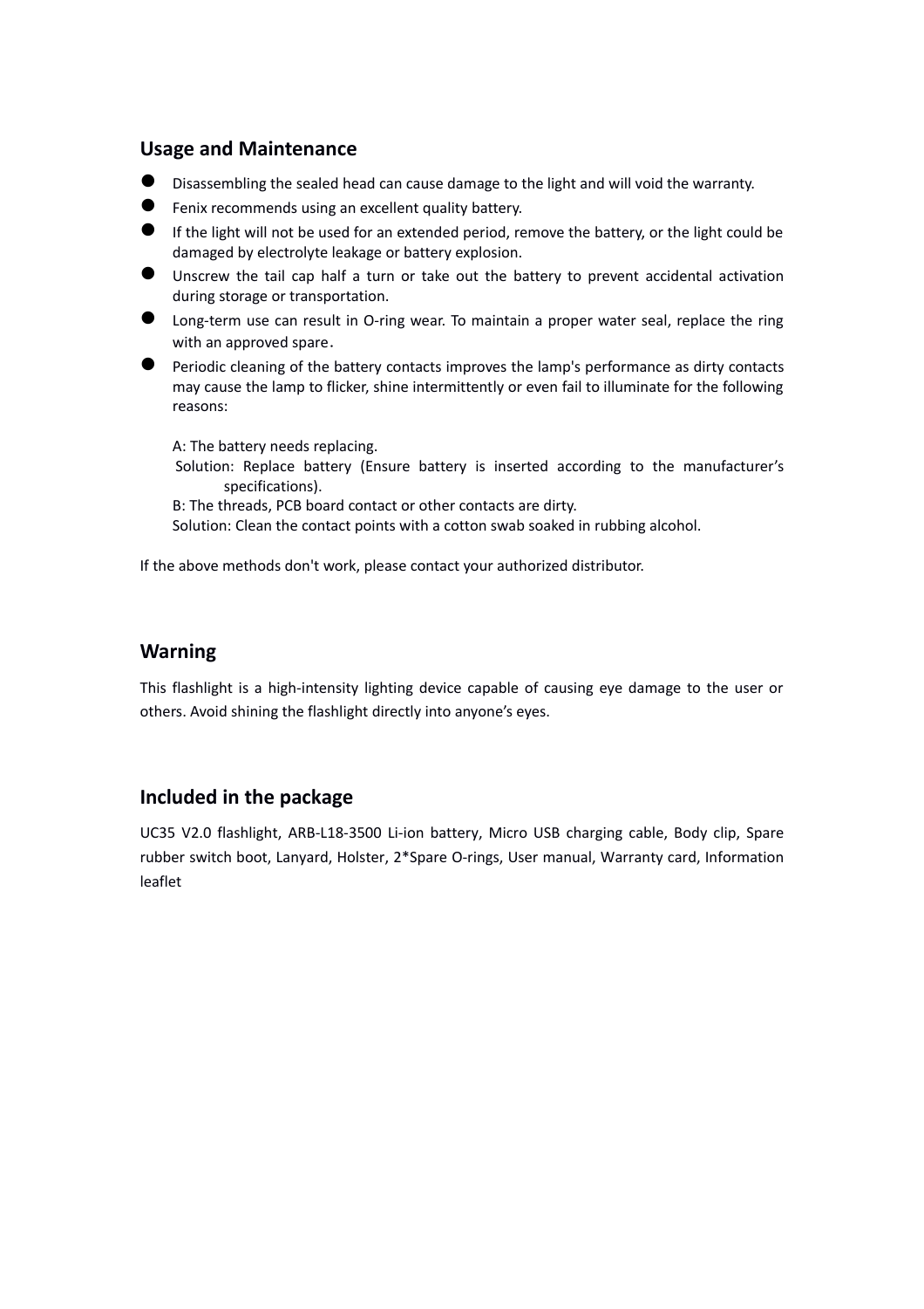## Usage and Maintenance

- Disassembling the sealed head can cause damage to the light and will void the warranty.
- Fenix recommends using an excellent quality battery.
- If the light will not be used for an extended period, remove the battery, or the light could be damaged by electrolyte leakage or battery explosion.
- Unscrew the tail cap half a turn or take out the battery to prevent accidental activation during storage or transportation.
- Long-term use can result in O-ring wear. To maintain a proper water seal, replace the ring with an approved spare.
- Periodic cleaning of the battery contacts improves the lamp's performance as dirty contacts may cause the lamp to flicker, shine intermittently or even fail to illuminate for the following reasons:

  A: The battery needs replacing.
  Solution: Replace battery (Ensure battery is inserted according to the manufacturer's specifications).
  B: The threads, PCB board contact or other contacts are dirty.
  Solution: Clean the contact points with a cotton swab soaked in rubbing alcohol.

If the above methods don't work, please contact your authorized distributor.

## Warning

This flashlight is a high-intensity lighting device capable of causing eye damage to the user or others. Avoid shining the flashlight directly into anyone's eyes.

## Included in the package

UC35 V2.0 flashlight, ARB-L18-3500 Li-ion battery, Micro USB charging cable, Body clip, Spare rubber switch boot, Lanyard, Holster, 2*Spare O-rings, User manual, Warranty card, Information leaflet